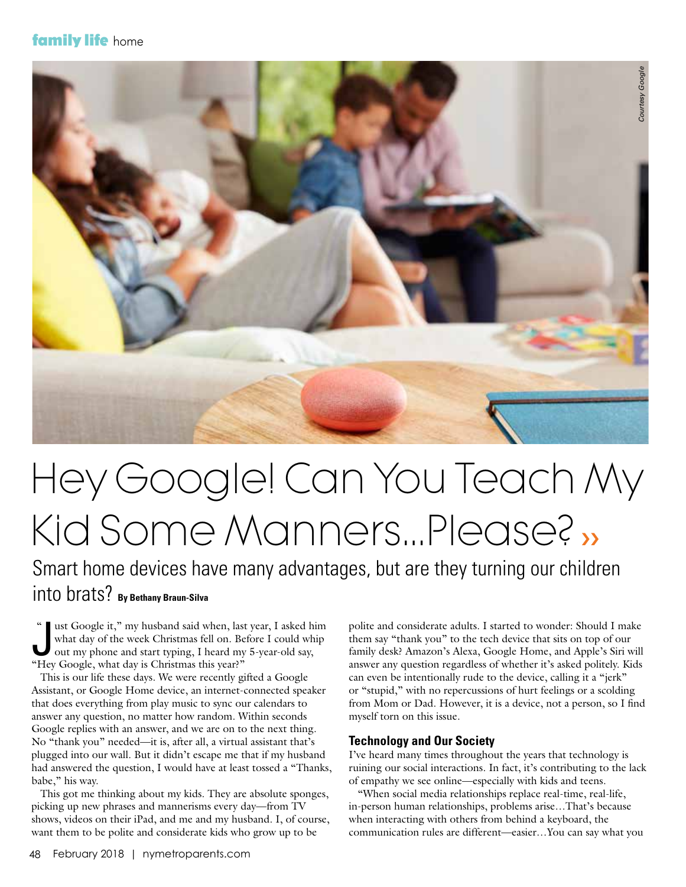# Hey Google! Can You Teach My Kid Some Manners...Please?

Smart home devices have many advantages, but are they turning our children into brats? **By Bethany Braun-Silva**

"Just Google it," my husband said when, last year, I asked him what day of the week Christmas fell on. Before I could whip out my phone and start typing, I heard my 5-year-old say, "Hey Google, what day is Christmas this year?"

This is our life these days. We were recently gifted a Google Assistant, or Google Home device, an internet-connected speaker that does everything from play music to sync our calendars to answer any question, no matter how random. Within seconds Google replies with an answer, and we are on to the next thing. No "thank you" needed—it is, after all, a virtual assistant that's plugged into our wall. But it didn't escape me that if my husband had answered the question, I would have at least tossed a "Thanks, babe," his way.

This got me thinking about my kids. They are absolute sponges, picking up new phrases and mannerisms every day—from TV shows, videos on their iPad, and me and my husband. I, of course, want them to be polite and considerate kids who grow up to be polite and considerate adults. I started to wonder: Should I make them say "thank you" to the tech device that sits on top of our family desk? Amazon's Alexa, Google Home, and Apple's Siri will answer any question regardless of whether it's asked politely. Kids can even be intentionally rude to the device, calling it a "jerk" or "stupid," with no repercussions of hurt feelings or a scolding from Mom or Dad. However, it is a device, not a person, so I find myself torn on this issue.

### Technology and Our Society

I've heard many times throughout the years that technology is ruining our social interactions. In fact, it's contributing to the lack of empathy we see online—especially with kids and teens.

"When social media relationships replace real-time, real-life, in-person human relationships, problems arise…That's because when interacting with others from behind a keyboard, the communication rules are different—easier…You can say what you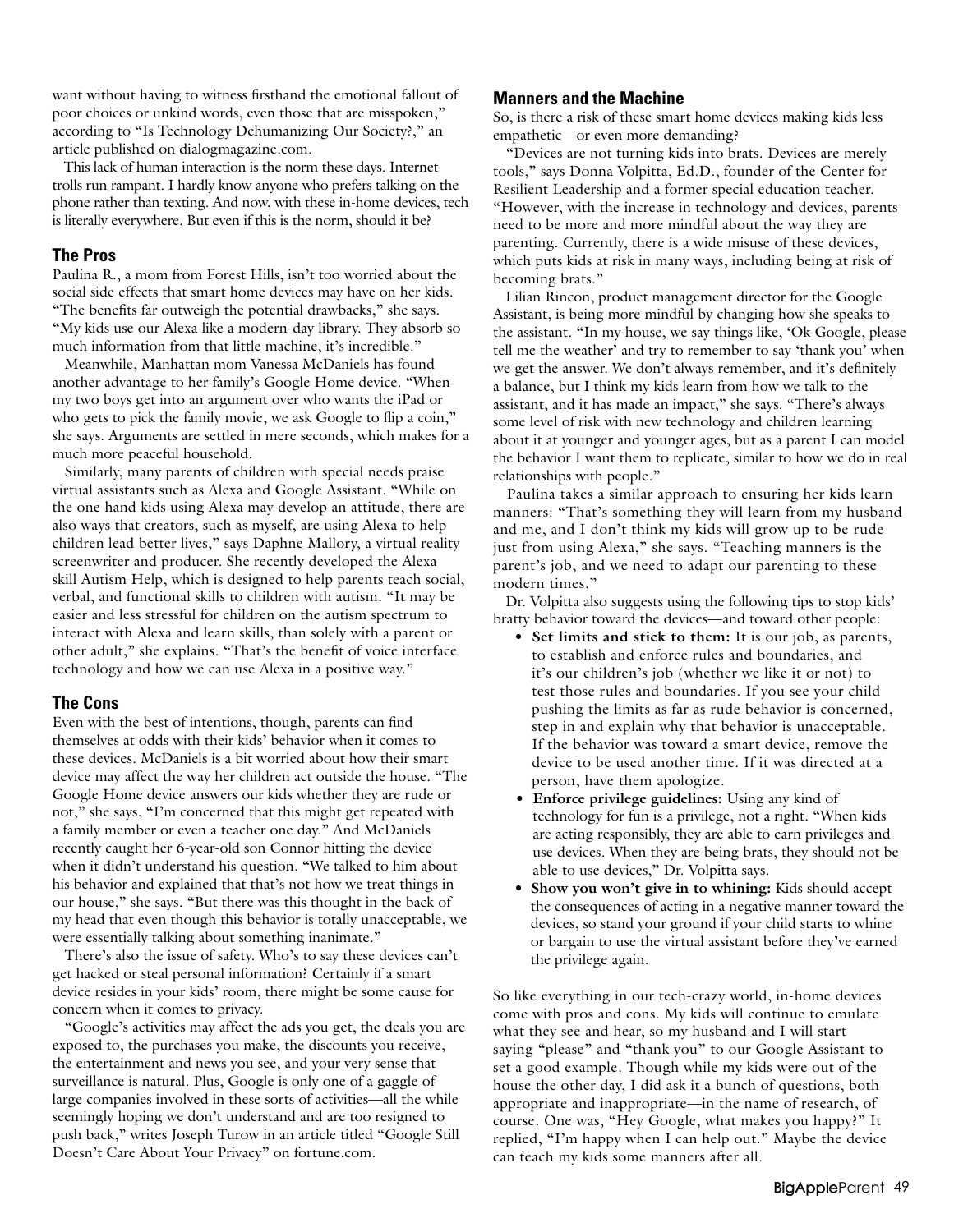want without having to witness firsthand the emotional fallout of poor choices or unkind words, even those that are misspoken," according to "Is Technology Dehumanizing Our Society?," an article published on dialogmagazine.com.

This lack of human interaction is the norm these days. Internet trolls run rampant. I hardly know anyone who prefers talking on the phone rather than texting. And now, with these in-home devices, tech is literally everywhere. But even if this is the norm, should it be?

## The Pros

Paulina R., a mom from Forest Hills, isn't too worried about the social side effects that smart home devices may have on her kids. "The benefits far outweigh the potential drawbacks," she says. "My kids use our Alexa like a modern-day library. They absorb so much information from that little machine, it's incredible."

Meanwhile, Manhattan mom Vanessa McDaniels has found another advantage to her family's Google Home device. "When my two boys get into an argument over who wants the iPad or who gets to pick the family movie, we ask Google to flip a coin," she says. Arguments are settled in mere seconds, which makes for a much more peaceful household.

Similarly, many parents of children with special needs praise virtual assistants such as Alexa and Google Assistant. "While on the one hand kids using Alexa may develop an attitude, there are also ways that creators, such as myself, are using Alexa to help children lead better lives," says Daphne Mallory, a virtual reality screenwriter and producer. She recently developed the Alexa skill Autism Help, which is designed to help parents teach social, verbal, and functional skills to children with autism. "It may be easier and less stressful for children on the autism spectrum to interact with Alexa and learn skills, than solely with a parent or other adult," she explains. "That's the benefit of voice interface technology and how we can use Alexa in a positive way."

## The Cons

Even with the best of intentions, though, parents can find themselves at odds with their kids' behavior when it comes to these devices. McDaniels is a bit worried about how their smart device may affect the way her children act outside the house. "The Google Home device answers our kids whether they are rude or not," she says. "I'm concerned that this might get repeated with a family member or even a teacher one day." And McDaniels recently caught her 6-year-old son Connor hitting the device when it didn't understand his question. "We talked to him about his behavior and explained that that's not how we treat things in our house," she says. "But there was this thought in the back of my head that even though this behavior is totally unacceptable, we were essentially talking about something inanimate."

There's also the issue of safety. Who's to say these devices can't get hacked or steal personal information? Certainly if a smart device resides in your kids' room, there might be some cause for concern when it comes to privacy.

"Google's activities may affect the ads you get, the deals you are exposed to, the purchases you make, the discounts you receive, the entertainment and news you see, and your very sense that surveillance is natural. Plus, Google is only one of a gaggle of large companies involved in these sorts of activities—all the while seemingly hoping we don't understand and are too resigned to push back," writes Joseph Turow in an article titled "Google Still Doesn't Care About Your Privacy" on fortune.com.

## Manners and the Machine

So, is there a risk of these smart home devices making kids less empathetic—or even more demanding?

"Devices are not turning kids into brats. Devices are merely tools," says Donna Volpitta, Ed.D., founder of the Center for Resilient Leadership and a former special education teacher. "However, with the increase in technology and devices, parents need to be more and more mindful about the way they are parenting. Currently, there is a wide misuse of these devices, which puts kids at risk in many ways, including being at risk of becoming brats."

Lilian Rincon, product management director for the Google Assistant, is being more mindful by changing how she speaks to the assistant. "In my house, we say things like, 'Ok Google, please tell me the weather' and try to remember to say 'thank you' when we get the answer. We don't always remember, and it's definitely a balance, but I think my kids learn from how we talk to the assistant, and it has made an impact," she says. "There's always some level of risk with new technology and children learning about it at younger and younger ages, but as a parent I can model the behavior I want them to replicate, similar to how we do in real relationships with people."

Paulina takes a similar approach to ensuring her kids learn manners: "That's something they will learn from my husband and me, and I don't think my kids will grow up to be rude just from using Alexa," she says. "Teaching manners is the parent's job, and we need to adapt our parenting to these modern times."

Dr. Volpitta also suggests using the following tips to stop kids' bratty behavior toward the devices—and toward other people:

- **Set limits and stick to them:** It is our job, as parents, to establish and enforce rules and boundaries, and it's our children's job (whether we like it or not) to test those rules and boundaries. If you see your child pushing the limits as far as rude behavior is concerned, step in and explain why that behavior is unacceptable. If the behavior was toward a smart device, remove the device to be used another time. If it was directed at a person, have them apologize.
- **Enforce privilege guidelines:** Using any kind of technology for fun is a privilege, not a right. "When kids are acting responsibly, they are able to earn privileges and use devices. When they are being brats, they should not be able to use devices," Dr. Volpitta says.
- **Show you won't give in to whining:** Kids should accept the consequences of acting in a negative manner toward the devices, so stand your ground if your child starts to whine or bargain to use the virtual assistant before they've earned the privilege again.

So like everything in our tech-crazy world, in-home devices come with pros and cons. My kids will continue to emulate what they see and hear, so my husband and I will start saying "please" and "thank you" to our Google Assistant to set a good example. Though while my kids were out of the house the other day, I did ask it a bunch of questions, both appropriate and inappropriate—in the name of research, of course. One was, "Hey Google, what makes you happy?" It replied, "I'm happy when I can help out." Maybe the device can teach my kids some manners after all.